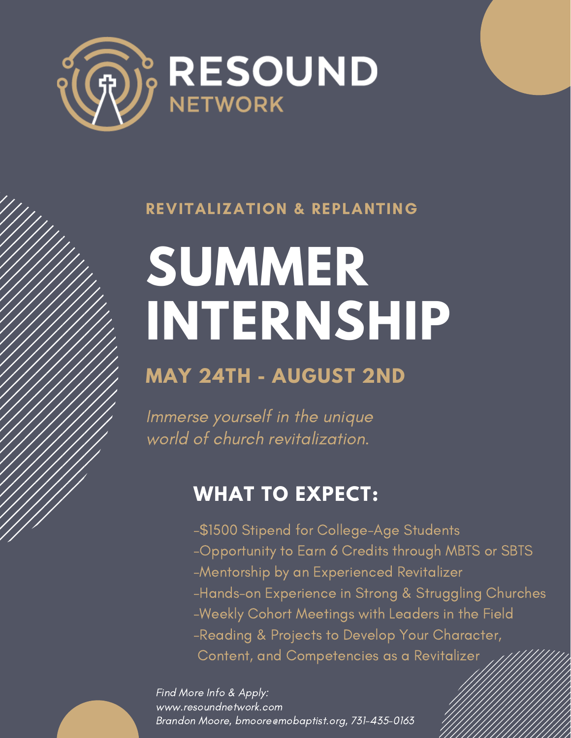# RESOUND NETWORK

## REVITALIZATION & REPLANTING

# SUMMER INTERNSHIP

## MAY 24TH - AUGUST 2ND

*Immerse yourself in the unique world of church revitalization.*

## WHAT TO EXPECT:

-$1500 Stipend for College-Age Students
-Opportunity to Earn 6 Credits through MBTS or SBTS
-Mentorship by an Experienced Revitalizer
-Hands-on Experience in Strong & Struggling Churches
-Weekly Cohort Meetings with Leaders in the Field
-Reading & Projects to Develop Your Character, Content, and Competencies as a Revitalizer

*Find More Info & Apply:*
*www.resoundnetwork.com*
*Brandon Moore, bmoore@mobaptist.org, 731-435-0163*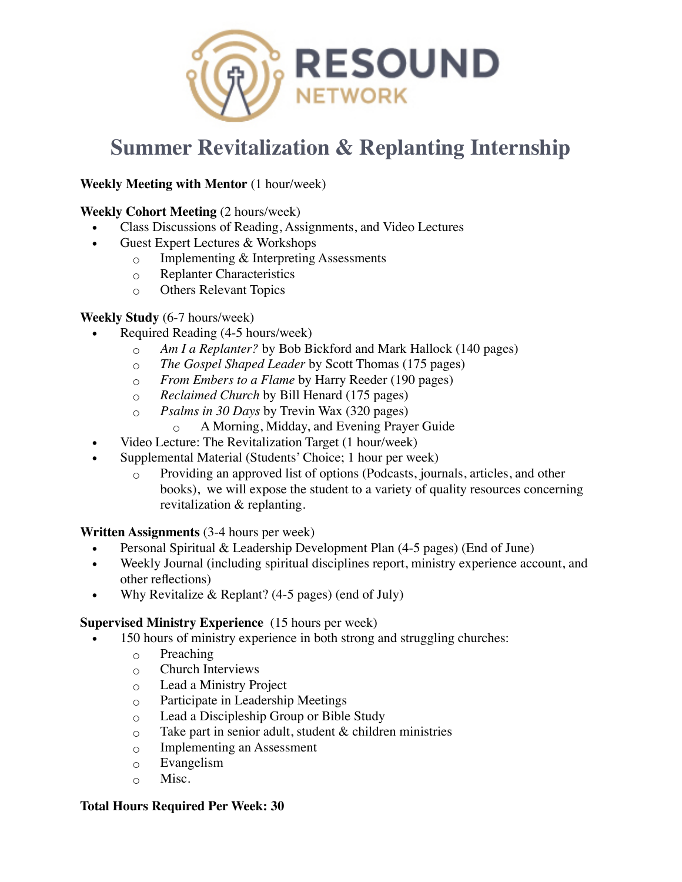# Summer Revitalization & Replanting Internship

**Weekly Meeting with Mentor** (1 hour/week)

**Weekly Cohort Meeting** (2 hours/week)

- Class Discussions of Reading, Assignments, and Video Lectures
- Guest Expert Lectures & Workshops
  - Implementing & Interpreting Assessments
  - Replanter Characteristics
  - Others Relevant Topics

**Weekly Study** (6-7 hours/week)

- Required Reading (4-5 hours/week)
  - *Am I a Replanter?* by Bob Bickford and Mark Hallock (140 pages)
  - *The Gospel Shaped Leader* by Scott Thomas (175 pages)
  - *From Embers to a Flame* by Harry Reeder (190 pages)
  - *Reclaimed Church* by Bill Henard (175 pages)
  - *Psalms in 30 Days* by Trevin Wax (320 pages)
    - A Morning, Midday, and Evening Prayer Guide
- Video Lecture: The Revitalization Target (1 hour/week)
- Supplemental Material (Students' Choice; 1 hour per week)
  - Providing an approved list of options (Podcasts, journals, articles, and other books), we will expose the student to a variety of quality resources concerning revitalization & replanting.

**Written Assignments** (3-4 hours per week)

- Personal Spiritual & Leadership Development Plan (4-5 pages) (End of June)
- Weekly Journal (including spiritual disciplines report, ministry experience account, and other reflections)
- Why Revitalize & Replant? (4-5 pages) (end of July)

**Supervised Ministry Experience** (15 hours per week)

- 150 hours of ministry experience in both strong and struggling churches:
  - Preaching
  - Church Interviews
  - Lead a Ministry Project
  - Participate in Leadership Meetings
  - Lead a Discipleship Group or Bible Study
  - Take part in senior adult, student & children ministries
  - Implementing an Assessment
  - Evangelism
  - Misc.

**Total Hours Required Per Week: 30**